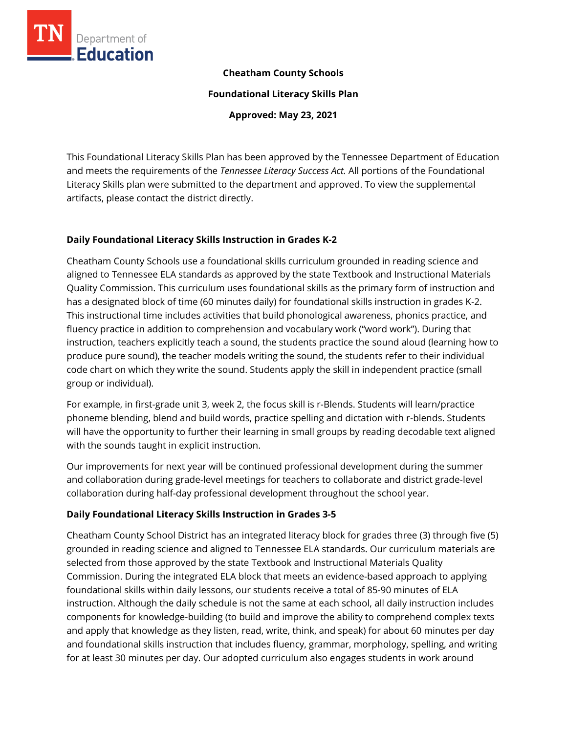**Cheatham County Schools**

**Foundational Literacy Skills Plan**

**Approved: May 23, 2021**

This Foundational Literacy Skills Plan has been approved by the Tennessee Department of Education and meets the requirements of the *Tennessee Literacy Success Act.* All portions of the Foundational Literacy Skills plan were submitted to the department and approved. To view the supplemental artifacts, please contact the district directly.

## Daily Foundational Literacy Skills Instruction in Grades K-2

Cheatham County Schools use a foundational skills curriculum grounded in reading science and aligned to Tennessee ELA standards as approved by the state Textbook and Instructional Materials Quality Commission. This curriculum uses foundational skills as the primary form of instruction and has a designated block of time (60 minutes daily) for foundational skills instruction in grades K-2. This instructional time includes activities that build phonological awareness, phonics practice, and fluency practice in addition to comprehension and vocabulary work ("word work"). During that instruction, teachers explicitly teach a sound, the students practice the sound aloud (learning how to produce pure sound), the teacher models writing the sound, the students refer to their individual code chart on which they write the sound. Students apply the skill in independent practice (small group or individual).

For example, in first-grade unit 3, week 2, the focus skill is r-Blends. Students will learn/practice phoneme blending, blend and build words, practice spelling and dictation with r-blends. Students will have the opportunity to further their learning in small groups by reading decodable text aligned with the sounds taught in explicit instruction.

Our improvements for next year will be continued professional development during the summer and collaboration during grade-level meetings for teachers to collaborate and district grade-level collaboration during half-day professional development throughout the school year.

## Daily Foundational Literacy Skills Instruction in Grades 3-5

Cheatham County School District has an integrated literacy block for grades three (3) through five (5) grounded in reading science and aligned to Tennessee ELA standards. Our curriculum materials are selected from those approved by the state Textbook and Instructional Materials Quality Commission. During the integrated ELA block that meets an evidence-based approach to applying foundational skills within daily lessons, our students receive a total of 85-90 minutes of ELA instruction. Although the daily schedule is not the same at each school, all daily instruction includes components for knowledge-building (to build and improve the ability to comprehend complex texts and apply that knowledge as they listen, read, write, think, and speak) for about 60 minutes per day and foundational skills instruction that includes fluency, grammar, morphology, spelling, and writing for at least 30 minutes per day. Our adopted curriculum also engages students in work around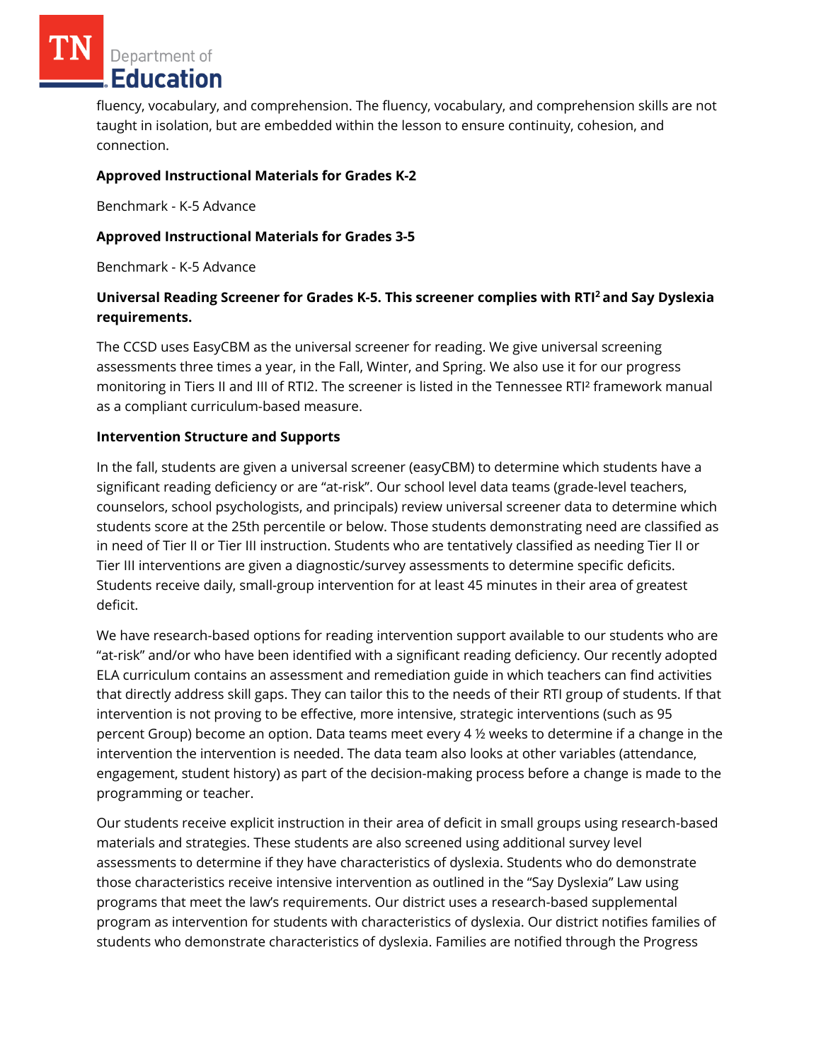fluency, vocabulary, and comprehension. The fluency, vocabulary, and comprehension skills are not taught in isolation, but are embedded within the lesson to ensure continuity, cohesion, and connection.

**Approved Instructional Materials for Grades K-2**

Benchmark - K-5 Advance

**Approved Instructional Materials for Grades 3-5**

Benchmark - K-5 Advance

**Universal Reading Screener for Grades K-5. This screener complies with RTI$^2$ and Say Dyslexia requirements.**

The CCSD uses EasyCBM as the universal screener for reading. We give universal screening assessments three times a year, in the Fall, Winter, and Spring. We also use it for our progress monitoring in Tiers II and III of RTI2. The screener is listed in the Tennessee RTI$^2$ framework manual as a compliant curriculum-based measure.

**Intervention Structure and Supports**

In the fall, students are given a universal screener (easyCBM) to determine which students have a significant reading deficiency or are "at-risk". Our school level data teams (grade-level teachers, counselors, school psychologists, and principals) review universal screener data to determine which students score at the 25th percentile or below. Those students demonstrating need are classified as in need of Tier II or Tier III instruction. Students who are tentatively classified as needing Tier II or Tier III interventions are given a diagnostic/survey assessments to determine specific deficits. Students receive daily, small-group intervention for at least 45 minutes in their area of greatest deficit.

We have research-based options for reading intervention support available to our students who are "at-risk" and/or who have been identified with a significant reading deficiency. Our recently adopted ELA curriculum contains an assessment and remediation guide in which teachers can find activities that directly address skill gaps. They can tailor this to the needs of their RTI group of students. If that intervention is not proving to be effective, more intensive, strategic interventions (such as 95 percent Group) become an option. Data teams meet every 4 ½ weeks to determine if a change in the intervention the intervention is needed. The data team also looks at other variables (attendance, engagement, student history) as part of the decision-making process before a change is made to the programming or teacher.

Our students receive explicit instruction in their area of deficit in small groups using research-based materials and strategies. These students are also screened using additional survey level assessments to determine if they have characteristics of dyslexia. Students who do demonstrate those characteristics receive intensive intervention as outlined in the "Say Dyslexia" Law using programs that meet the law's requirements. Our district uses a research-based supplemental program as intervention for students with characteristics of dyslexia. Our district notifies families of students who demonstrate characteristics of dyslexia. Families are notified through the Progress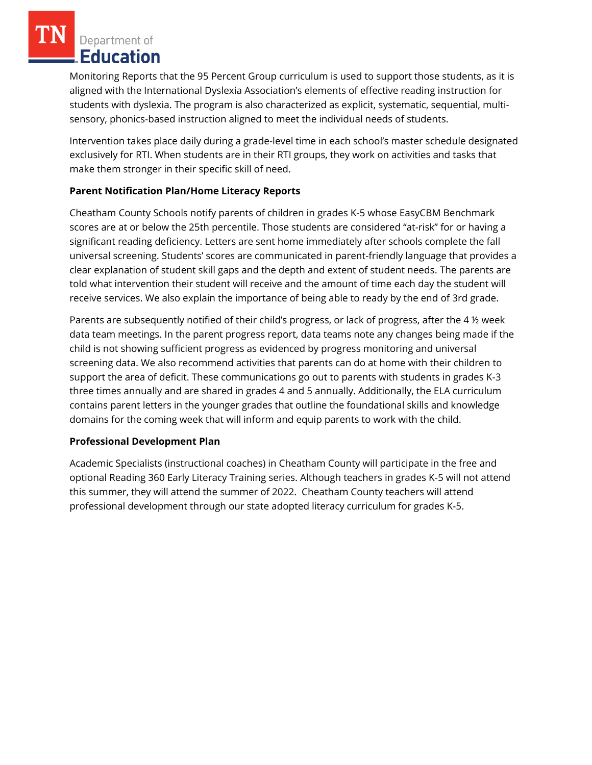Monitoring Reports that the 95 Percent Group curriculum is used to support those students, as it is aligned with the International Dyslexia Association's elements of effective reading instruction for students with dyslexia. The program is also characterized as explicit, systematic, sequential, multi-sensory, phonics-based instruction aligned to meet the individual needs of students.

Intervention takes place daily during a grade-level time in each school's master schedule designated exclusively for RTI. When students are in their RTI groups, they work on activities and tasks that make them stronger in their specific skill of need.

**Parent Notification Plan/Home Literacy Reports**

Cheatham County Schools notify parents of children in grades K-5 whose EasyCBM Benchmark scores are at or below the 25th percentile. Those students are considered "at-risk" for or having a significant reading deficiency. Letters are sent home immediately after schools complete the fall universal screening. Students' scores are communicated in parent-friendly language that provides a clear explanation of student skill gaps and the depth and extent of student needs. The parents are told what intervention their student will receive and the amount of time each day the student will receive services. We also explain the importance of being able to ready by the end of 3rd grade.

Parents are subsequently notified of their child's progress, or lack of progress, after the 4 ½ week data team meetings. In the parent progress report, data teams note any changes being made if the child is not showing sufficient progress as evidenced by progress monitoring and universal screening data. We also recommend activities that parents can do at home with their children to support the area of deficit. These communications go out to parents with students in grades K-3 three times annually and are shared in grades 4 and 5 annually. Additionally, the ELA curriculum contains parent letters in the younger grades that outline the foundational skills and knowledge domains for the coming week that will inform and equip parents to work with the child.

**Professional Development Plan**

Academic Specialists (instructional coaches) in Cheatham County will participate in the free and optional Reading 360 Early Literacy Training series. Although teachers in grades K-5 will not attend this summer, they will attend the summer of 2022. Cheatham County teachers will attend professional development through our state adopted literacy curriculum for grades K-5.